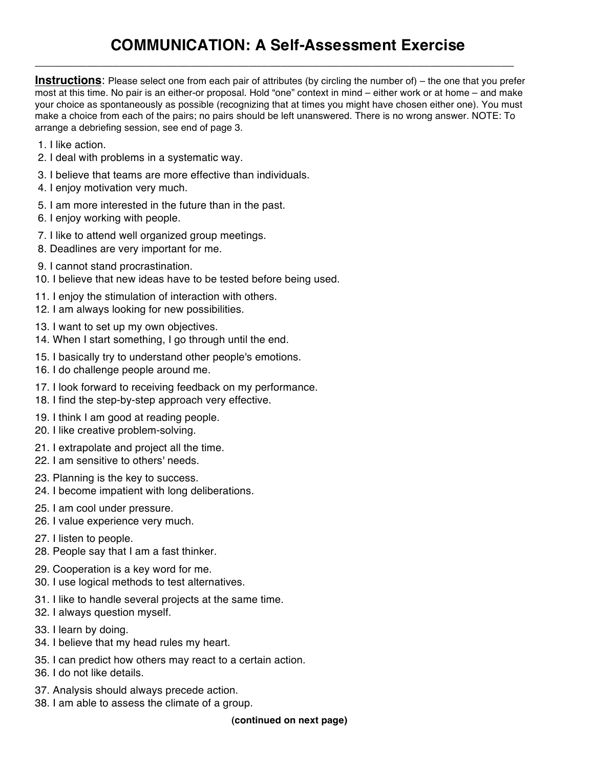# COMMUNICATION: A Self-Assessment Exercise

**Instructions**: Please select one from each pair of attributes (by circling the number of) – the one that you prefer most at this time. No pair is an either-or proposal. Hold "one" context in mind – either work or at home – and make your choice as spontaneously as possible (recognizing that at times you might have chosen either one). You must make a choice from each of the pairs; no pairs should be left unanswered. There is no wrong answer. NOTE: To arrange a debriefing session, see end of page 3.

1. I like action.
2. I deal with problems in a systematic way.

3. I believe that teams are more effective than individuals.
4. I enjoy motivation very much.

5. I am more interested in the future than in the past.
6. I enjoy working with people.

7. I like to attend well organized group meetings.
8. Deadlines are very important for me.

9. I cannot stand procrastination.
10. I believe that new ideas have to be tested before being used.

11. I enjoy the stimulation of interaction with others.
12. I am always looking for new possibilities.

13. I want to set up my own objectives.
14. When I start something, I go through until the end.

15. I basically try to understand other people's emotions.
16. I do challenge people around me.

17. I look forward to receiving feedback on my performance.
18. I find the step-by-step approach very effective.

19. I think I am good at reading people.
20. I like creative problem-solving.

21. I extrapolate and project all the time.
22. I am sensitive to others' needs.

23. Planning is the key to success.
24. I become impatient with long deliberations.

25. I am cool under pressure.
26. I value experience very much.

27. I listen to people.
28. People say that I am a fast thinker.

29. Cooperation is a key word for me.
30. I use logical methods to test alternatives.

31. I like to handle several projects at the same time.
32. I always question myself.

33. I learn by doing.
34. I believe that my head rules my heart.

35. I can predict how others may react to a certain action.
36. I do not like details.

37. Analysis should always precede action.
38. I am able to assess the climate of a group.

**(continued on next page)**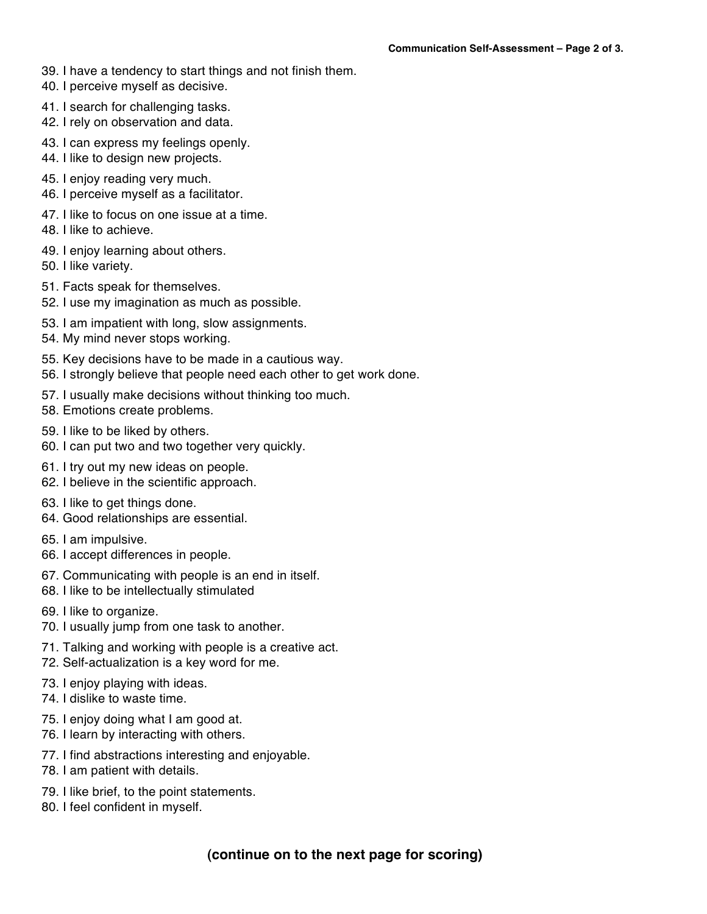39. I have a tendency to start things and not finish them.
40. I perceive myself as decisive.
41. I search for challenging tasks.
42. I rely on observation and data.
43. I can express my feelings openly.
44. I like to design new projects.
45. I enjoy reading very much.
46. I perceive myself as a facilitator.
47. I like to focus on one issue at a time.
48. I like to achieve.
49. I enjoy learning about others.
50. I like variety.
51. Facts speak for themselves.
52. I use my imagination as much as possible.
53. I am impatient with long, slow assignments.
54. My mind never stops working.
55. Key decisions have to be made in a cautious way.
56. I strongly believe that people need each other to get work done.
57. I usually make decisions without thinking too much.
58. Emotions create problems.
59. I like to be liked by others.
60. I can put two and two together very quickly.
61. I try out my new ideas on people.
62. I believe in the scientific approach.
63. I like to get things done.
64. Good relationships are essential.
65. I am impulsive.
66. I accept differences in people.
67. Communicating with people is an end in itself.
68. I like to be intellectually stimulated
69. I like to organize.
70. I usually jump from one task to another.
71. Talking and working with people is a creative act.
72. Self-actualization is a key word for me.
73. I enjoy playing with ideas.
74. I dislike to waste time.
75. I enjoy doing what I am good at.
76. I learn by interacting with others.
77. I find abstractions interesting and enjoyable.
78. I am patient with details.
79. I like brief, to the point statements.
80. I feel confident in myself.

**(continue on to the next page for scoring)**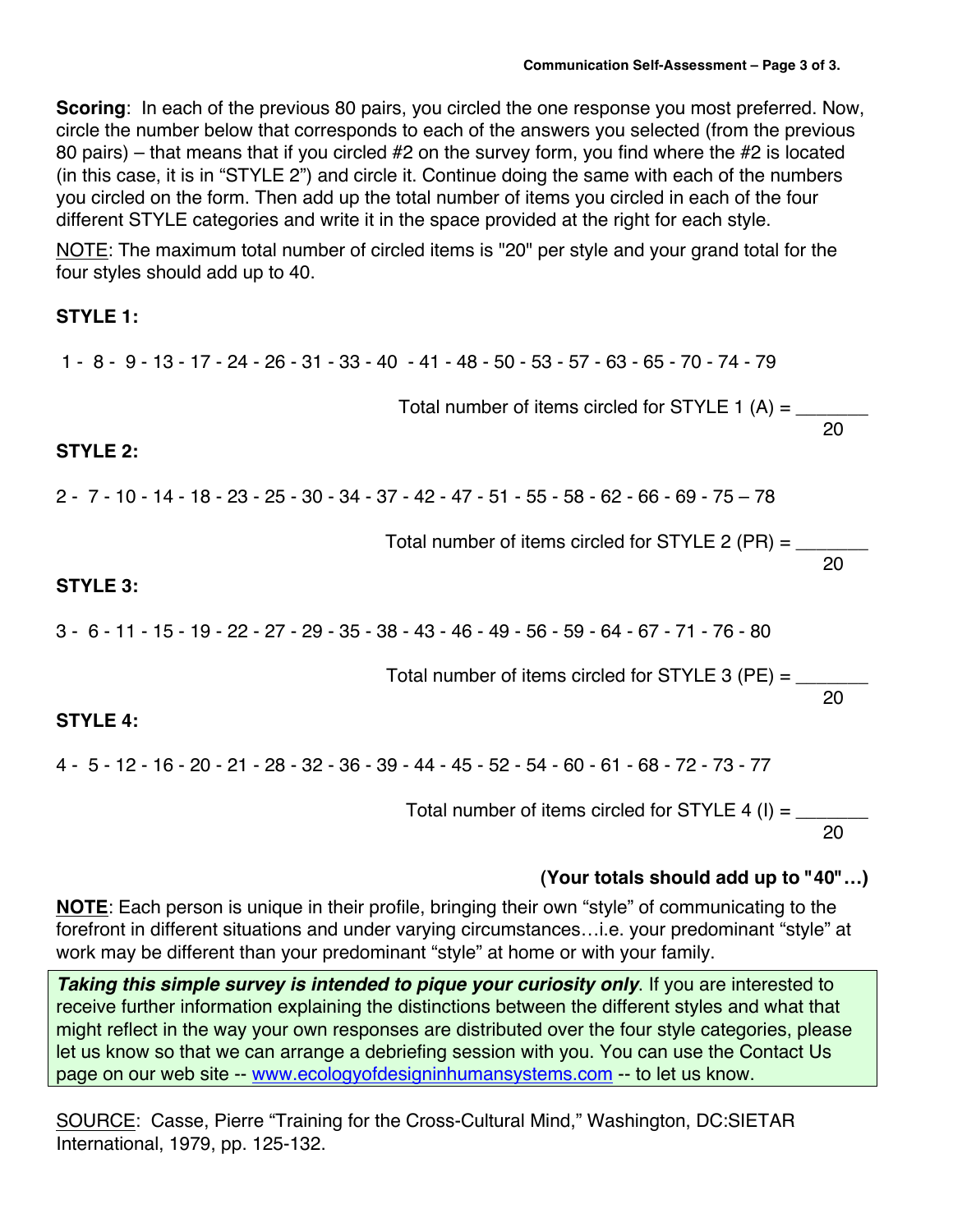**Scoring**: In each of the previous 80 pairs, you circled the one response you most preferred. Now, circle the number below that corresponds to each of the answers you selected (from the previous 80 pairs) – that means that if you circled #2 on the survey form, you find where the #2 is located (in this case, it is in "STYLE 2") and circle it. Continue doing the same with each of the numbers you circled on the form. Then add up the total number of items you circled in each of the four different STYLE categories and write it in the space provided at the right for each style.

NOTE: The maximum total number of circled items is "20" per style and your grand total for the four styles should add up to 40.

**STYLE 1:**

1 - 8 - 9 - 13 - 17 - 24 - 26 - 31 - 33 - 40 - 41 - 48 - 50 - 53 - 57 - 63 - 65 - 70 - 74 - 79

Total number of items circled for STYLE 1 (A) = _______ 20

**STYLE 2:**

2 - 7 - 10 - 14 - 18 - 23 - 25 - 30 - 34 - 37 - 42 - 47 - 51 - 55 - 58 - 62 - 66 - 69 - 75 – 78

Total number of items circled for STYLE 2 (PR) = _______ 20

**STYLE 3:**

3 - 6 - 11 - 15 - 19 - 22 - 27 - 29 - 35 - 38 - 43 - 46 - 49 - 56 - 59 - 64 - 67 - 71 - 76 - 80

Total number of items circled for STYLE 3 (PE) = _______ 20

**STYLE 4:**

4 - 5 - 12 - 16 - 20 - 21 - 28 - 32 - 36 - 39 - 44 - 45 - 52 - 54 - 60 - 61 - 68 - 72 - 73 - 77

Total number of items circled for STYLE 4 (I) = _______ 20

**(Your totals should add up to "40"…)**

**NOTE**: Each person is unique in their profile, bringing their own "style" of communicating to the forefront in different situations and under varying circumstances…i.e. your predominant "style" at work may be different than your predominant "style" at home or with your family.

***Taking this simple survey is intended to pique your curiosity only***. If you are interested to receive further information explaining the distinctions between the different styles and what that might reflect in the way your own responses are distributed over the four style categories, please let us know so that we can arrange a debriefing session with you. You can use the Contact Us page on our web site -- www.ecologyofdesigninhumansystems.com -- to let us know.

SOURCE: Casse, Pierre "Training for the Cross-Cultural Mind," Washington, DC:SIETAR International, 1979, pp. 125-132.